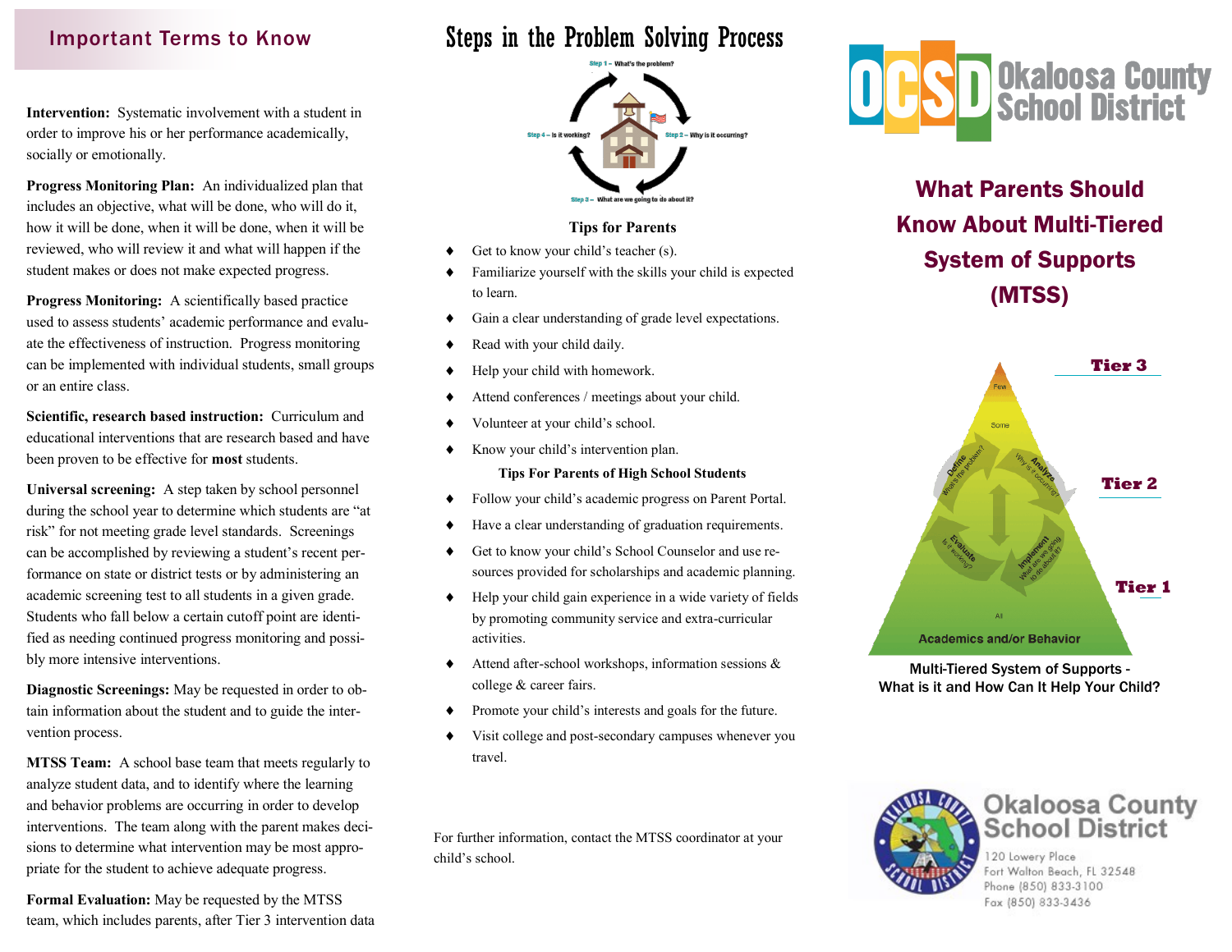## Important Terms to Know

**Intervention:** Systematic involvement with a student in order to improve his or her performance academically, socially or emotionally.

**Progress Monitoring Plan:** An individualized plan that includes an objective, what will be done, who will do it, how it will be done, when it will be done, when it will be reviewed, who will review it and what will happen if the student makes or does not make expected progress.

**Progress Monitoring:** A scientifically based practice used to assess students' academic performance and evaluate the effectiveness of instruction. Progress monitoring can be implemented with individual students, small groups or an entire class.

**Scientific, research based instruction:** Curriculum and educational interventions that are research based and have been proven to be effective for **most** students.

**Universal screening:** A step taken by school personnel during the school year to determine which students are "at risk" for not meeting grade level standards. Screenings can be accomplished by reviewing a student's recent performance on state or district tests or by administering an academic screening test to all students in a given grade. Students who fall below a certain cutoff point are identified as needing continued progress monitoring and possibly more intensive interventions.

**Diagnostic Screenings:** May be requested in order to obtain information about the student and to guide the intervention process.

**MTSS Team:** A school base team that meets regularly to analyze student data, and to identify where the learning and behavior problems are occurring in order to develop interventions. The team along with the parent makes decisions to determine what intervention may be most appropriate for the student to achieve adequate progress.

**Formal Evaluation:** May be requested by the MTSS team, which includes parents, after Tier 3 intervention data

## Steps in the Problem Solving Process

Step 1 – What's the problem?

Step 2 – Why is it occurring?

Step 3 – What are we going to do about it?

Step 4 – Is it working?

### Tips for Parents

- Get to know your child's teacher (s).
- Familiarize yourself with the skills your child is expected to learn.
- Gain a clear understanding of grade level expectations.
- Read with your child daily.
- Help your child with homework.
- Attend conferences / meetings about your child.
- Volunteer at your child's school.
- Know your child's intervention plan.

### Tips For Parents of High School Students

- Follow your child's academic progress on Parent Portal.
- Have a clear understanding of graduation requirements.
- Get to know your child's School Counselor and use resources provided for scholarships and academic planning.
- Help your child gain experience in a wide variety of fields by promoting community service and extra-curricular activities.
- Attend after-school workshops, information sessions & college & career fairs.
- Promote your child's interests and goals for the future.
- Visit college and post-secondary campuses whenever you travel.

For further information, contact the MTSS coordinator at your child's school.

# OCSD Okaloosa County School District

## What Parents Should Know About Multi-Tiered System of Supports (MTSS)

Tier 3 – Few

Tier 2 – Some

Tier 1 – All

Define – What's the problem? · Analyze – Why is it occurring? · Implement – What are we going to do about it? · Evaluate – Is it working?

Academics and/or Behavior

Multi-Tiered System of Supports - What is it and How Can It Help Your Child?

Okaloosa County School District
120 Lowery Place
Fort Walton Beach, FL 32548
Phone (850) 833-3100
Fax (850) 833-3436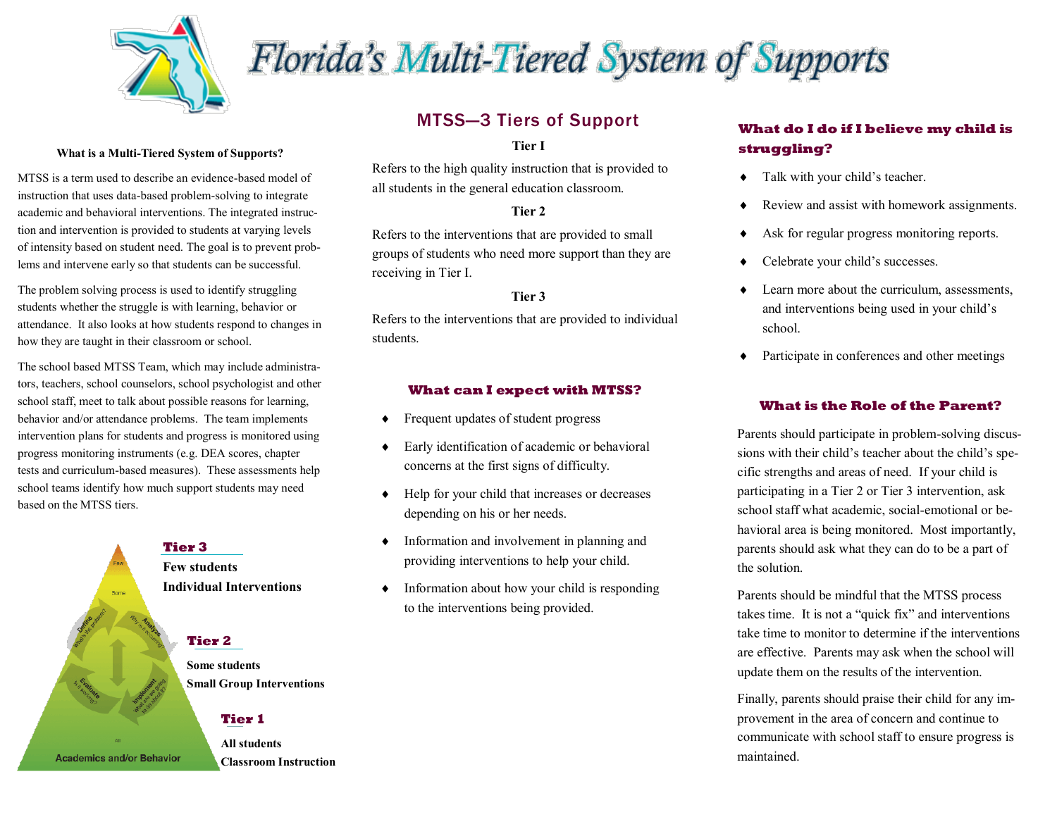# Florida's Multi-Tiered System of Supports

### What is a Multi-Tiered System of Supports?

MTSS is a term used to describe an evidence-based model of instruction that uses data-based problem-solving to integrate academic and behavioral interventions. The integrated instruction and intervention is provided to students at varying levels of intensity based on student need. The goal is to prevent problems and intervene early so that students can be successful.

The problem solving process is used to identify struggling students whether the struggle is with learning, behavior or attendance. It also looks at how students respond to changes in how they are taught in their classroom or school.

The school based MTSS Team, which may include administrators, teachers, school counselors, school psychologist and other school staff, meet to talk about possible reasons for learning, behavior and/or attendance problems. The team implements intervention plans for students and progress is monitored using progress monitoring instruments (e.g. DEA scores, chapter tests and curriculum-based measures). These assessments help school teams identify how much support students may need based on the MTSS tiers.

Few
Some
Define
What's the problem?
Analyze
Why is it occurring?
Evaluate
Is it working?
Implement
What are we going to do about it?
All
Academics and/or Behavior

**Tier 3**
**Few students**
**Individual Interventions**

**Tier 2**
**Some students**
**Small Group Interventions**

**Tier 1**
**All students**
**Classroom Instruction**

## MTSS—3 Tiers of Support

**Tier I**

Refers to the high quality instruction that is provided to all students in the general education classroom.

**Tier 2**

Refers to the interventions that are provided to small groups of students who need more support than they are receiving in Tier I.

**Tier 3**

Refers to the interventions that are provided to individual students.

### What can I expect with MTSS?

- Frequent updates of student progress
- Early identification of academic or behavioral concerns at the first signs of difficulty.
- Help for your child that increases or decreases depending on his or her needs.
- Information and involvement in planning and providing interventions to help your child.
- Information about how your child is responding to the interventions being provided.

### What do I do if I believe my child is struggling?

- Talk with your child's teacher.
- Review and assist with homework assignments.
- Ask for regular progress monitoring reports.
- Celebrate your child's successes.
- Learn more about the curriculum, assessments, and interventions being used in your child's school.
- Participate in conferences and other meetings

### What is the Role of the Parent?

Parents should participate in problem-solving discussions with their child's teacher about the child's specific strengths and areas of need. If your child is participating in a Tier 2 or Tier 3 intervention, ask school staff what academic, social-emotional or behavioral area is being monitored. Most importantly, parents should ask what they can do to be a part of the solution.

Parents should be mindful that the MTSS process takes time. It is not a "quick fix" and interventions take time to monitor to determine if the interventions are effective. Parents may ask when the school will update them on the results of the intervention.

Finally, parents should praise their child for any improvement in the area of concern and continue to communicate with school staff to ensure progress is maintained.